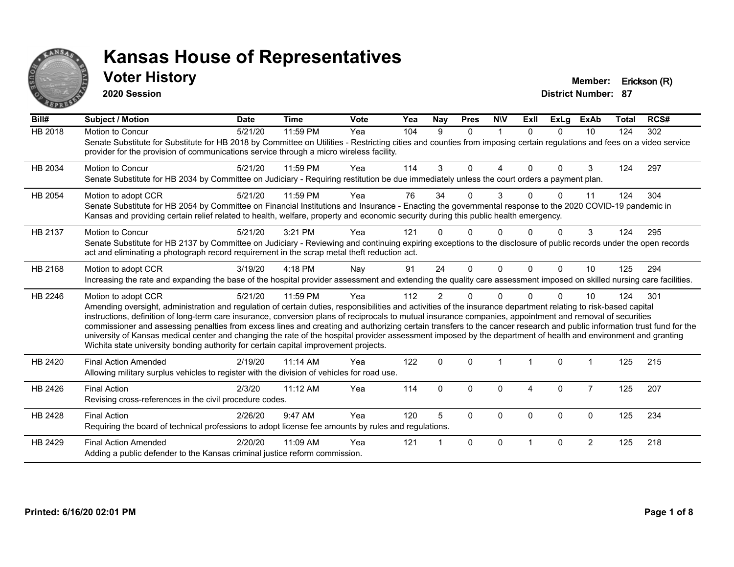# Kansas House of Representatives

## Voter History

**2020 Session**

**Member:** Erickson (R)
**District Number:** 87

| Bill# | Subject / Motion | Date | Time | Vote | Yea | Nay | Pres | N\V | ExIl | ExLg | ExAb | Total | RCS# |
|---|---|---|---|---|---|---|---|---|---|---|---|---|---|
| HB 2018 | Motion to Concur | 5/21/20 | 11:59 PM | Yea | 104 | 9 | 0 | 1 | 0 | 0 | 10 | 124 | 302 |
| | Senate Substitute for Substitute for HB 2018 by Committee on Utilities - Restricting cities and counties from imposing certain regulations and fees on a video service provider for the provision of communications service through a micro wireless facility. | | | | | | | | | | | | |
| HB 2034 | Motion to Concur | 5/21/20 | 11:59 PM | Yea | 114 | 3 | 0 | 4 | 0 | 0 | 3 | 124 | 297 |
| | Senate Substitute for HB 2034 by Committee on Judiciary - Requiring restitution be due immediately unless the court orders a payment plan. | | | | | | | | | | | | |
| HB 2054 | Motion to adopt CCR | 5/21/20 | 11:59 PM | Yea | 76 | 34 | 0 | 3 | 0 | 0 | 11 | 124 | 304 |
| | Senate Substitute for HB 2054 by Committee on Financial Institutions and Insurance - Enacting the governmental response to the 2020 COVID-19 pandemic in Kansas and providing certain relief related to health, welfare, property and economic security during this public health emergency. | | | | | | | | | | | | |
| HB 2137 | Motion to Concur | 5/21/20 | 3:21 PM | Yea | 121 | 0 | 0 | 0 | 0 | 0 | 3 | 124 | 295 |
| | Senate Substitute for HB 2137 by Committee on Judiciary - Reviewing and continuing expiring exceptions to the disclosure of public records under the open records act and eliminating a photograph record requirement in the scrap metal theft reduction act. | | | | | | | | | | | | |
| HB 2168 | Motion to adopt CCR | 3/19/20 | 4:18 PM | Nay | 91 | 24 | 0 | 0 | 0 | 0 | 10 | 125 | 294 |
| | Increasing the rate and expanding the base of the hospital provider assessment and extending the quality care assessment imposed on skilled nursing care facilities. | | | | | | | | | | | | |
| HB 2246 | Motion to adopt CCR | 5/21/20 | 11:59 PM | Yea | 112 | 2 | 0 | 0 | 0 | 0 | 10 | 124 | 301 |
| | Amending oversight, administration and regulation of certain duties, responsibilities and activities of the insurance department relating to risk-based capital instructions, definition of long-term care insurance, conversion plans of reciprocals to mutual insurance companies, appointment and removal of securities commissioner and assessing penalties from excess lines and creating and authorizing certain transfers to the cancer research and public information trust fund for the university of Kansas medical center and changing the rate of the hospital provider assessment imposed by the department of health and environment and granting Wichita state university bonding authority for certain capital improvement projects. | | | | | | | | | | | | |
| HB 2420 | Final Action Amended | 2/19/20 | 11:14 AM | Yea | 122 | 0 | 0 | 1 | 1 | 0 | 1 | 125 | 215 |
| | Allowing military surplus vehicles to register with the division of vehicles for road use. | | | | | | | | | | | | |
| HB 2426 | Final Action | 2/3/20 | 11:12 AM | Yea | 114 | 0 | 0 | 0 | 4 | 0 | 7 | 125 | 207 |
| | Revising cross-references in the civil procedure codes. | | | | | | | | | | | | |
| HB 2428 | Final Action | 2/26/20 | 9:47 AM | Yea | 120 | 5 | 0 | 0 | 0 | 0 | 0 | 125 | 234 |
| | Requiring the board of technical professions to adopt license fee amounts by rules and regulations. | | | | | | | | | | | | |
| HB 2429 | Final Action Amended | 2/20/20 | 11:09 AM | Yea | 121 | 1 | 0 | 0 | 1 | 0 | 2 | 125 | 218 |
| | Adding a public defender to the Kansas criminal justice reform commission. | | | | | | | | | | | | |

**Printed: 6/16/20 02:01 PM**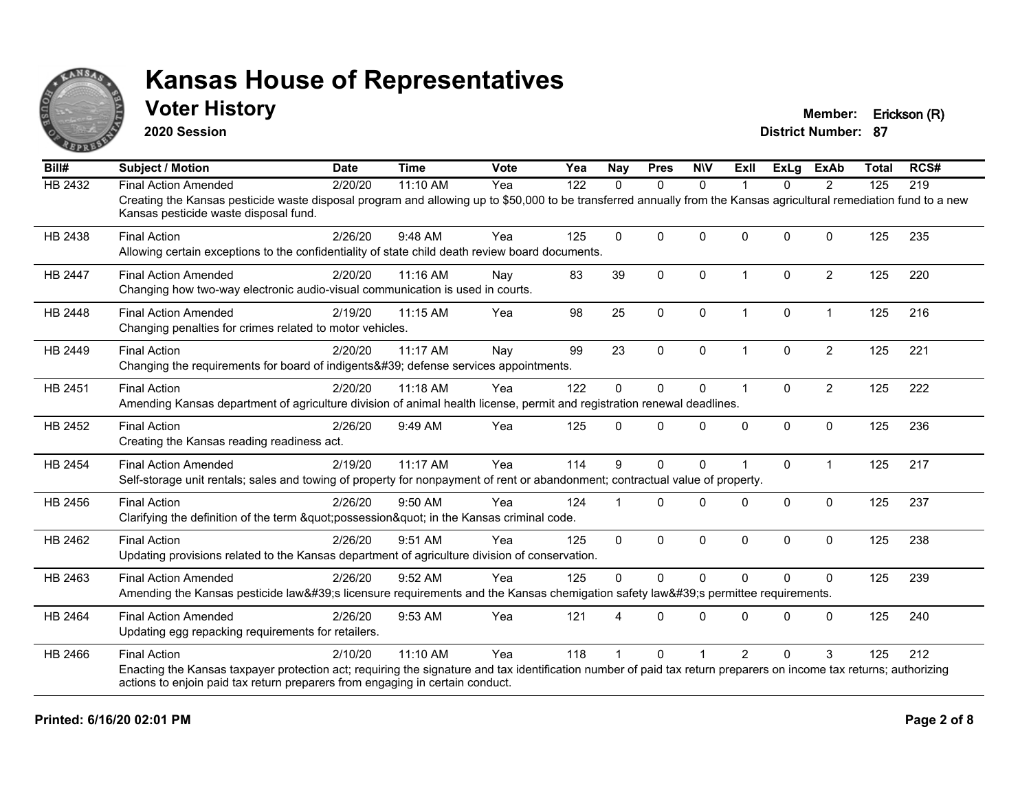# Kansas House of Representatives

## Voter History

**2020 Session**

**Member:** Erickson (R)
**District Number:** 87

| Bill# | Subject / Motion | Date | Time | Vote | Yea | Nay | Pres | N\V | ExII | ExLg | ExAb | Total | RCS# |
|---|---|---|---|---|---|---|---|---|---|---|---|---|---|
| HB 2432 | Final Action Amended | 2/20/20 | 11:10 AM | Yea | 122 | 0 | 0 | 0 | 1 | 0 | 2 | 125 | 219 |
| | Creating the Kansas pesticide waste disposal program and allowing up to $50,000 to be transferred annually from the Kansas agricultural remediation fund to a new Kansas pesticide waste disposal fund. | | | | | | | | | | | | |
| HB 2438 | Final Action | 2/26/20 | 9:48 AM | Yea | 125 | 0 | 0 | 0 | 0 | 0 | 0 | 125 | 235 |
| | Allowing certain exceptions to the confidentiality of state child death review board documents. | | | | | | | | | | | | |
| HB 2447 | Final Action Amended | 2/20/20 | 11:16 AM | Nay | 83 | 39 | 0 | 0 | 1 | 0 | 2 | 125 | 220 |
| | Changing how two-way electronic audio-visual communication is used in courts. | | | | | | | | | | | | |
| HB 2448 | Final Action Amended | 2/19/20 | 11:15 AM | Yea | 98 | 25 | 0 | 0 | 1 | 0 | 1 | 125 | 216 |
| | Changing penalties for crimes related to motor vehicles. | | | | | | | | | | | | |
| HB 2449 | Final Action | 2/20/20 | 11:17 AM | Nay | 99 | 23 | 0 | 0 | 1 | 0 | 2 | 125 | 221 |
| | Changing the requirements for board of indigents&#39; defense services appointments. | | | | | | | | | | | | |
| HB 2451 | Final Action | 2/20/20 | 11:18 AM | Yea | 122 | 0 | 0 | 0 | 1 | 0 | 2 | 125 | 222 |
| | Amending Kansas department of agriculture division of animal health license, permit and registration renewal deadlines. | | | | | | | | | | | | |
| HB 2452 | Final Action | 2/26/20 | 9:49 AM | Yea | 125 | 0 | 0 | 0 | 0 | 0 | 0 | 125 | 236 |
| | Creating the Kansas reading readiness act. | | | | | | | | | | | | |
| HB 2454 | Final Action Amended | 2/19/20 | 11:17 AM | Yea | 114 | 9 | 0 | 0 | 1 | 0 | 1 | 125 | 217 |
| | Self-storage unit rentals; sales and towing of property for nonpayment of rent or abandonment; contractual value of property. | | | | | | | | | | | | |
| HB 2456 | Final Action | 2/26/20 | 9:50 AM | Yea | 124 | 1 | 0 | 0 | 0 | 0 | 0 | 125 | 237 |
| | Clarifying the definition of the term &quot;possession&quot; in the Kansas criminal code. | | | | | | | | | | | | |
| HB 2462 | Final Action | 2/26/20 | 9:51 AM | Yea | 125 | 0 | 0 | 0 | 0 | 0 | 0 | 125 | 238 |
| | Updating provisions related to the Kansas department of agriculture division of conservation. | | | | | | | | | | | | |
| HB 2463 | Final Action Amended | 2/26/20 | 9:52 AM | Yea | 125 | 0 | 0 | 0 | 0 | 0 | 0 | 125 | 239 |
| | Amending the Kansas pesticide law&#39;s licensure requirements and the Kansas chemigation safety law&#39;s permittee requirements. | | | | | | | | | | | | |
| HB 2464 | Final Action Amended | 2/26/20 | 9:53 AM | Yea | 121 | 4 | 0 | 0 | 0 | 0 | 0 | 125 | 240 |
| | Updating egg repacking requirements for retailers. | | | | | | | | | | | | |
| HB 2466 | Final Action | 2/10/20 | 11:10 AM | Yea | 118 | 1 | 0 | 1 | 2 | 0 | 3 | 125 | 212 |
| | Enacting the Kansas taxpayer protection act; requiring the signature and tax identification number of paid tax return preparers on income tax returns; authorizing actions to enjoin paid tax return preparers from engaging in certain conduct. | | | | | | | | | | | | |

**Printed: 6/16/20 02:01 PM**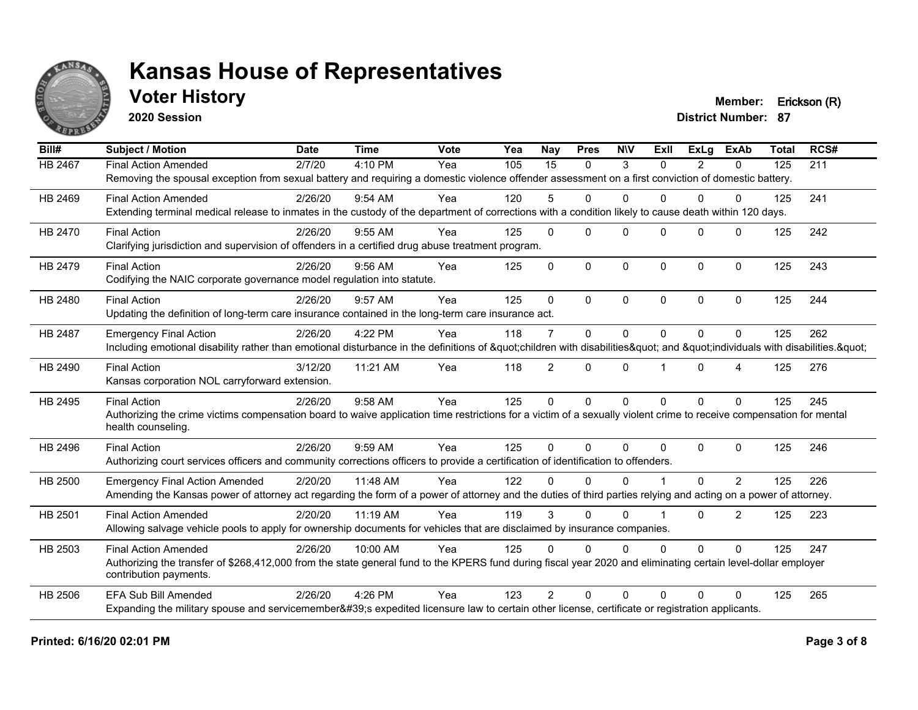# Kansas House of Representatives

## Voter History

**2020 Session**

**Member:** Erickson (R)
**District Number:** 87

| Bill# | Subject / Motion | Date | Time | Vote | Yea | Nay | Pres | N\V | ExII | ExLg | ExAb | Total | RCS# |
|---|---|---|---|---|---|---|---|---|---|---|---|---|---|
| HB 2467 | Final Action Amended | 2/7/20 | 4:10 PM | Yea | 105 | 15 | 0 | 3 | 0 | 2 | 0 | 125 | 211 |
| | Removing the spousal exception from sexual battery and requiring a domestic violence offender assessment on a first conviction of domestic battery. | | | | | | | | | | | | |
| HB 2469 | Final Action Amended | 2/26/20 | 9:54 AM | Yea | 120 | 5 | 0 | 0 | 0 | 0 | 0 | 125 | 241 |
| | Extending terminal medical release to inmates in the custody of the department of corrections with a condition likely to cause death within 120 days. | | | | | | | | | | | | |
| HB 2470 | Final Action | 2/26/20 | 9:55 AM | Yea | 125 | 0 | 0 | 0 | 0 | 0 | 0 | 125 | 242 |
| | Clarifying jurisdiction and supervision of offenders in a certified drug abuse treatment program. | | | | | | | | | | | | |
| HB 2479 | Final Action | 2/26/20 | 9:56 AM | Yea | 125 | 0 | 0 | 0 | 0 | 0 | 0 | 125 | 243 |
| | Codifying the NAIC corporate governance model regulation into statute. | | | | | | | | | | | | |
| HB 2480 | Final Action | 2/26/20 | 9:57 AM | Yea | 125 | 0 | 0 | 0 | 0 | 0 | 0 | 125 | 244 |
| | Updating the definition of long-term care insurance contained in the long-term care insurance act. | | | | | | | | | | | | |
| HB 2487 | Emergency Final Action | 2/26/20 | 4:22 PM | Yea | 118 | 7 | 0 | 0 | 0 | 0 | 0 | 125 | 262 |
| | Including emotional disability rather than emotional disturbance in the definitions of &quot;children with disabilities&quot; and &quot;individuals with disabilities.&quot; | | | | | | | | | | | | |
| HB 2490 | Final Action | 3/12/20 | 11:21 AM | Yea | 118 | 2 | 0 | 0 | 1 | 0 | 4 | 125 | 276 |
| | Kansas corporation NOL carryforward extension. | | | | | | | | | | | | |
| HB 2495 | Final Action | 2/26/20 | 9:58 AM | Yea | 125 | 0 | 0 | 0 | 0 | 0 | 0 | 125 | 245 |
| | Authorizing the crime victims compensation board to waive application time restrictions for a victim of a sexually violent crime to receive compensation for mental health counseling. | | | | | | | | | | | | |
| HB 2496 | Final Action | 2/26/20 | 9:59 AM | Yea | 125 | 0 | 0 | 0 | 0 | 0 | 0 | 125 | 246 |
| | Authorizing court services officers and community corrections officers to provide a certification of identification to offenders. | | | | | | | | | | | | |
| HB 2500 | Emergency Final Action Amended | 2/20/20 | 11:48 AM | Yea | 122 | 0 | 0 | 0 | 1 | 0 | 2 | 125 | 226 |
| | Amending the Kansas power of attorney act regarding the form of a power of attorney and the duties of third parties relying and acting on a power of attorney. | | | | | | | | | | | | |
| HB 2501 | Final Action Amended | 2/20/20 | 11:19 AM | Yea | 119 | 3 | 0 | 0 | 1 | 0 | 2 | 125 | 223 |
| | Allowing salvage vehicle pools to apply for ownership documents for vehicles that are disclaimed by insurance companies. | | | | | | | | | | | | |
| HB 2503 | Final Action Amended | 2/26/20 | 10:00 AM | Yea | 125 | 0 | 0 | 0 | 0 | 0 | 0 | 125 | 247 |
| | Authorizing the transfer of $268,412,000 from the state general fund to the KPERS fund during fiscal year 2020 and eliminating certain level-dollar employer contribution payments. | | | | | | | | | | | | |
| HB 2506 | EFA Sub Bill Amended | 2/26/20 | 4:26 PM | Yea | 123 | 2 | 0 | 0 | 0 | 0 | 0 | 125 | 265 |
| | Expanding the military spouse and servicemember&#39;s expedited licensure law to certain other license, certificate or registration applicants. | | | | | | | | | | | | |

**Printed: 6/16/20 02:01 PM**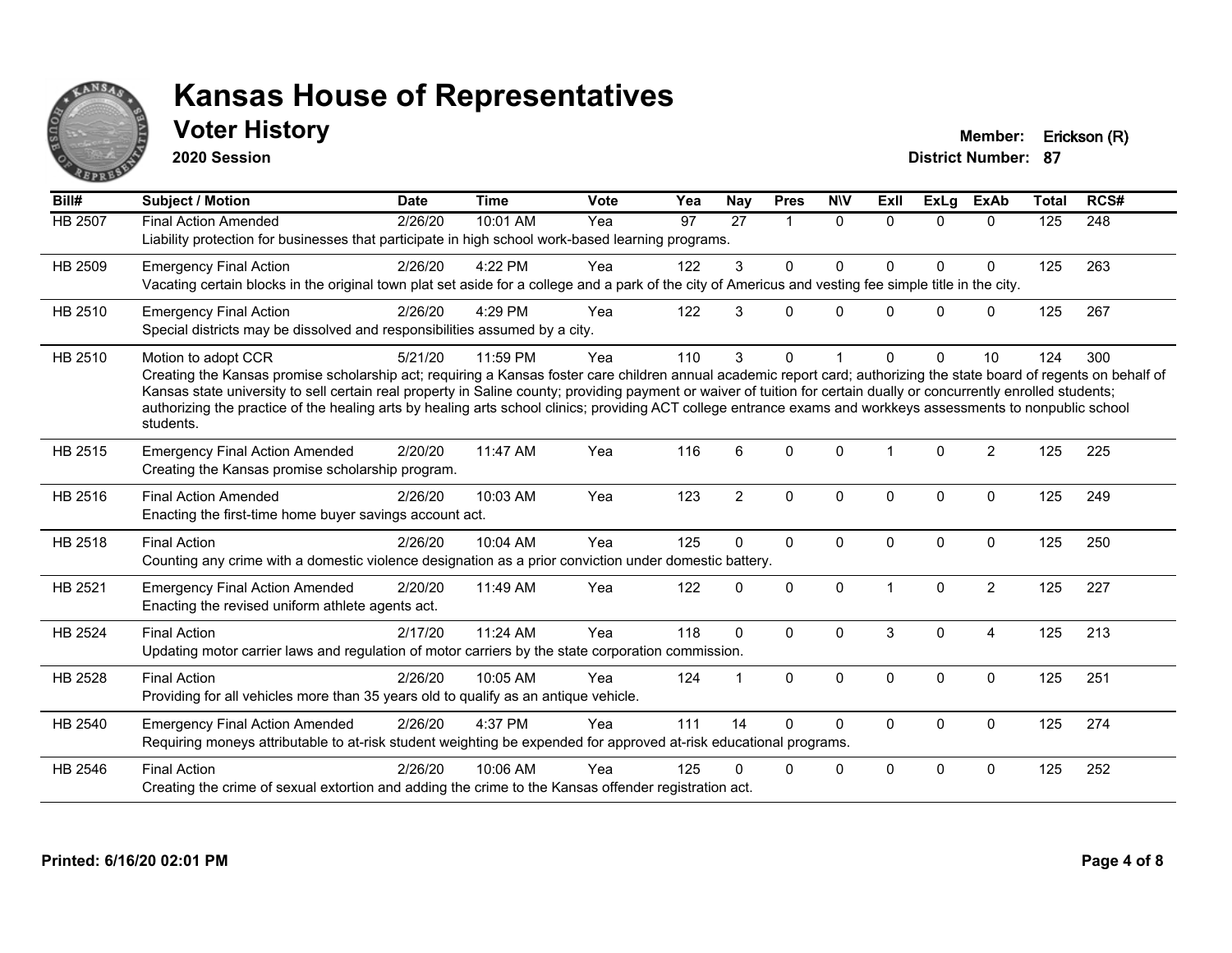# Kansas House of Representatives

## Voter History

**2020 Session**

**Member:** Erickson (R)
**District Number:** 87

| Bill# | Subject / Motion | Date | Time | Vote | Yea | Nay | Pres | N\V | ExII | ExLg | ExAb | Total | RCS# |
|---|---|---|---|---|---|---|---|---|---|---|---|---|---|
| HB 2507 | Final Action Amended | 2/26/20 | 10:01 AM | Yea | 97 | 27 | 1 | 0 | 0 | 0 | 0 | 125 | 248 |
| | Liability protection for businesses that participate in high school work-based learning programs. | | | | | | | | | | | | |
| HB 2509 | Emergency Final Action | 2/26/20 | 4:22 PM | Yea | 122 | 3 | 0 | 0 | 0 | 0 | 0 | 125 | 263 |
| | Vacating certain blocks in the original town plat set aside for a college and a park of the city of Americus and vesting fee simple title in the city. | | | | | | | | | | | | |
| HB 2510 | Emergency Final Action | 2/26/20 | 4:29 PM | Yea | 122 | 3 | 0 | 0 | 0 | 0 | 0 | 125 | 267 |
| | Special districts may be dissolved and responsibilities assumed by a city. | | | | | | | | | | | | |
| HB 2510 | Motion to adopt CCR | 5/21/20 | 11:59 PM | Yea | 110 | 3 | 0 | 1 | 0 | 0 | 10 | 124 | 300 |
| | Creating the Kansas promise scholarship act; requiring a Kansas foster care children annual academic report card; authorizing the state board of regents on behalf of Kansas state university to sell certain real property in Saline county; providing payment or waiver of tuition for certain dually or concurrently enrolled students; authorizing the practice of the healing arts by healing arts school clinics; providing ACT college entrance exams and workkeys assessments to nonpublic school students. | | | | | | | | | | | | |
| HB 2515 | Emergency Final Action Amended | 2/20/20 | 11:47 AM | Yea | 116 | 6 | 0 | 0 | 1 | 0 | 2 | 125 | 225 |
| | Creating the Kansas promise scholarship program. | | | | | | | | | | | | |
| HB 2516 | Final Action Amended | 2/26/20 | 10:03 AM | Yea | 123 | 2 | 0 | 0 | 0 | 0 | 0 | 125 | 249 |
| | Enacting the first-time home buyer savings account act. | | | | | | | | | | | | |
| HB 2518 | Final Action | 2/26/20 | 10:04 AM | Yea | 125 | 0 | 0 | 0 | 0 | 0 | 0 | 125 | 250 |
| | Counting any crime with a domestic violence designation as a prior conviction under domestic battery. | | | | | | | | | | | | |
| HB 2521 | Emergency Final Action Amended | 2/20/20 | 11:49 AM | Yea | 122 | 0 | 0 | 0 | 1 | 0 | 2 | 125 | 227 |
| | Enacting the revised uniform athlete agents act. | | | | | | | | | | | | |
| HB 2524 | Final Action | 2/17/20 | 11:24 AM | Yea | 118 | 0 | 0 | 0 | 3 | 0 | 4 | 125 | 213 |
| | Updating motor carrier laws and regulation of motor carriers by the state corporation commission. | | | | | | | | | | | | |
| HB 2528 | Final Action | 2/26/20 | 10:05 AM | Yea | 124 | 1 | 0 | 0 | 0 | 0 | 0 | 125 | 251 |
| | Providing for all vehicles more than 35 years old to qualify as an antique vehicle. | | | | | | | | | | | | |
| HB 2540 | Emergency Final Action Amended | 2/26/20 | 4:37 PM | Yea | 111 | 14 | 0 | 0 | 0 | 0 | 0 | 125 | 274 |
| | Requiring moneys attributable to at-risk student weighting be expended for approved at-risk educational programs. | | | | | | | | | | | | |
| HB 2546 | Final Action | 2/26/20 | 10:06 AM | Yea | 125 | 0 | 0 | 0 | 0 | 0 | 0 | 125 | 252 |
| | Creating the crime of sexual extortion and adding the crime to the Kansas offender registration act. | | | | | | | | | | | | |

**Printed: 6/16/20 02:01 PM**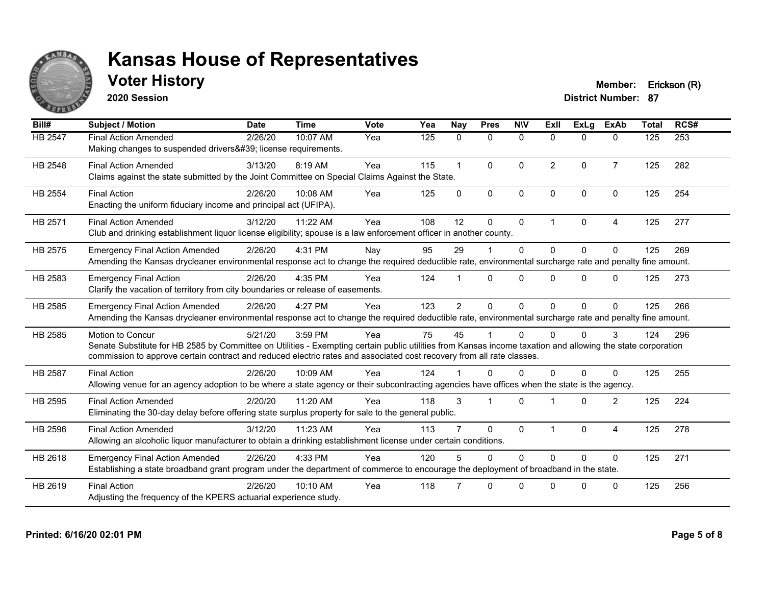# Kansas House of Representatives

## Voter History

**2020 Session**

**Member:** Erickson (R)
**District Number:** 87

| Bill# | Subject / Motion | Date | Time | Vote | Yea | Nay | Pres | N\V | ExII | ExLg | ExAb | Total | RCS# |
|---|---|---|---|---|---|---|---|---|---|---|---|---|---|
| HB 2547 | Final Action Amended<br>Making changes to suspended drivers&#39; license requirements. | 2/26/20 | 10:07 AM | Yea | 125 | 0 | 0 | 0 | 0 | 0 | 0 | 125 | 253 |
| HB 2548 | Final Action Amended<br>Claims against the state submitted by the Joint Committee on Special Claims Against the State. | 3/13/20 | 8:19 AM | Yea | 115 | 1 | 0 | 0 | 2 | 0 | 7 | 125 | 282 |
| HB 2554 | Final Action<br>Enacting the uniform fiduciary income and principal act (UFIPA). | 2/26/20 | 10:08 AM | Yea | 125 | 0 | 0 | 0 | 0 | 0 | 0 | 125 | 254 |
| HB 2571 | Final Action Amended<br>Club and drinking establishment liquor license eligibility; spouse is a law enforcement officer in another county. | 3/12/20 | 11:22 AM | Yea | 108 | 12 | 0 | 0 | 1 | 0 | 4 | 125 | 277 |
| HB 2575 | Emergency Final Action Amended<br>Amending the Kansas drycleaner environmental response act to change the required deductible rate, environmental surcharge rate and penalty fine amount. | 2/26/20 | 4:31 PM | Nay | 95 | 29 | 1 | 0 | 0 | 0 | 0 | 125 | 269 |
| HB 2583 | Emergency Final Action<br>Clarify the vacation of territory from city boundaries or release of easements. | 2/26/20 | 4:35 PM | Yea | 124 | 1 | 0 | 0 | 0 | 0 | 0 | 125 | 273 |
| HB 2585 | Emergency Final Action Amended<br>Amending the Kansas drycleaner environmental response act to change the required deductible rate, environmental surcharge rate and penalty fine amount. | 2/26/20 | 4:27 PM | Yea | 123 | 2 | 0 | 0 | 0 | 0 | 0 | 125 | 266 |
| HB 2585 | Motion to Concur<br>Senate Substitute for HB 2585 by Committee on Utilities - Exempting certain public utilities from Kansas income taxation and allowing the state corporation commission to approve certain contract and reduced electric rates and associated cost recovery from all rate classes. | 5/21/20 | 3:59 PM | Yea | 75 | 45 | 1 | 0 | 0 | 0 | 3 | 124 | 296 |
| HB 2587 | Final Action<br>Allowing venue for an agency adoption to be where a state agency or their subcontracting agencies have offices when the state is the agency. | 2/26/20 | 10:09 AM | Yea | 124 | 1 | 0 | 0 | 0 | 0 | 0 | 125 | 255 |
| HB 2595 | Final Action Amended<br>Eliminating the 30-day delay before offering state surplus property for sale to the general public. | 2/20/20 | 11:20 AM | Yea | 118 | 3 | 1 | 0 | 1 | 0 | 2 | 125 | 224 |
| HB 2596 | Final Action Amended<br>Allowing an alcoholic liquor manufacturer to obtain a drinking establishment license under certain conditions. | 3/12/20 | 11:23 AM | Yea | 113 | 7 | 0 | 0 | 1 | 0 | 4 | 125 | 278 |
| HB 2618 | Emergency Final Action Amended<br>Establishing a state broadband grant program under the department of commerce to encourage the deployment of broadband in the state. | 2/26/20 | 4:33 PM | Yea | 120 | 5 | 0 | 0 | 0 | 0 | 0 | 125 | 271 |
| HB 2619 | Final Action<br>Adjusting the frequency of the KPERS actuarial experience study. | 2/26/20 | 10:10 AM | Yea | 118 | 7 | 0 | 0 | 0 | 0 | 0 | 125 | 256 |

Printed: 6/16/20 02:01 PM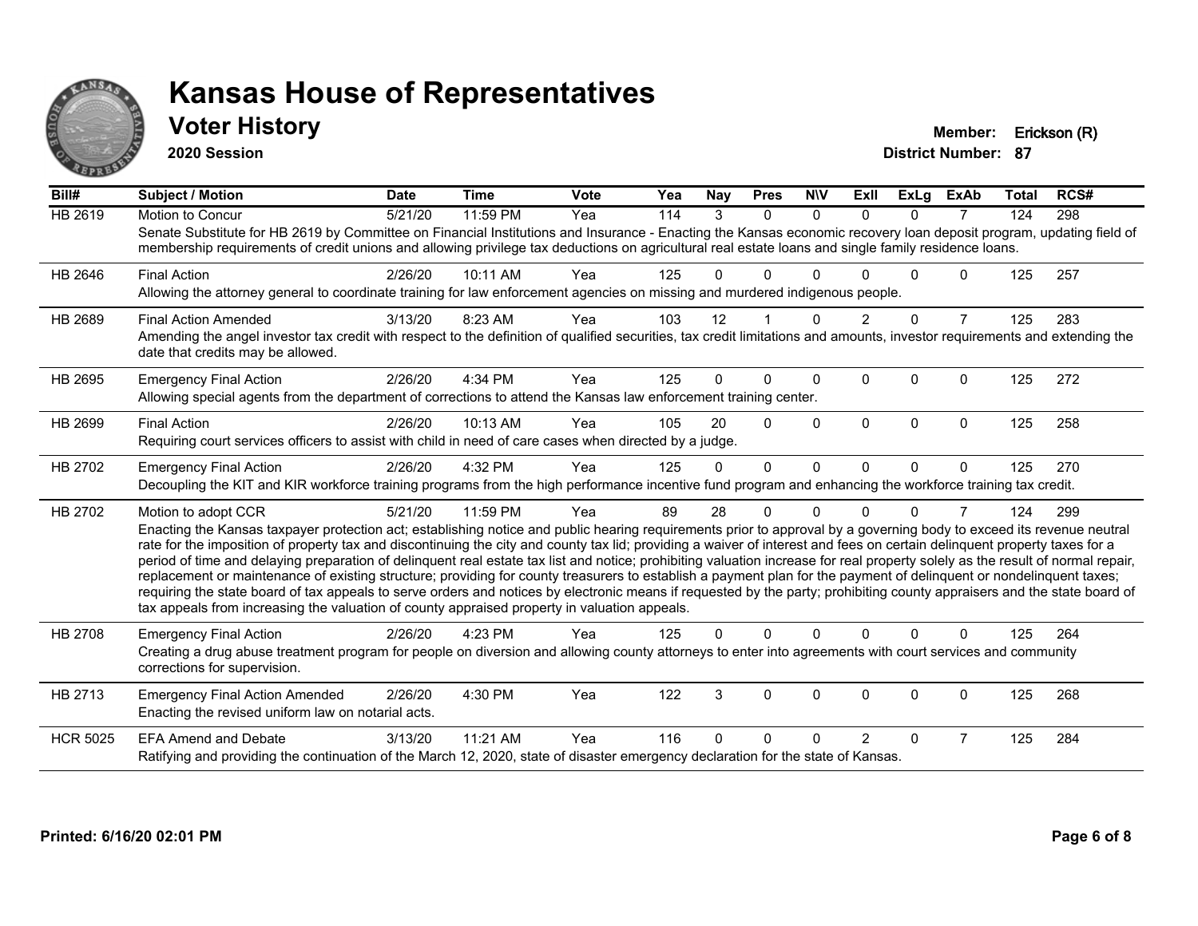# Kansas House of Representatives

## Voter History

**2020 Session**

**Member:** Erickson (R)
**District Number:** 87

| Bill# | Subject / Motion | Date | Time | Vote | Yea | Nay | Pres | N\V | ExII | ExLg | ExAb | Total | RCS# |
|---|---|---|---|---|---|---|---|---|---|---|---|---|---|
| HB 2619 | Motion to Concur | 5/21/20 | 11:59 PM | Yea | 114 | 3 | 0 | 0 | 0 | 0 | 7 | 124 | 298 |
| | Senate Substitute for HB 2619 by Committee on Financial Institutions and Insurance - Enacting the Kansas economic recovery loan deposit program, updating field of membership requirements of credit unions and allowing privilege tax deductions on agricultural real estate loans and single family residence loans. | | | | | | | | | | | | |
| HB 2646 | Final Action | 2/26/20 | 10:11 AM | Yea | 125 | 0 | 0 | 0 | 0 | 0 | 0 | 125 | 257 |
| | Allowing the attorney general to coordinate training for law enforcement agencies on missing and murdered indigenous people. | | | | | | | | | | | | |
| HB 2689 | Final Action Amended | 3/13/20 | 8:23 AM | Yea | 103 | 12 | 1 | 0 | 2 | 0 | 7 | 125 | 283 |
| | Amending the angel investor tax credit with respect to the definition of qualified securities, tax credit limitations and amounts, investor requirements and extending the date that credits may be allowed. | | | | | | | | | | | | |
| HB 2695 | Emergency Final Action | 2/26/20 | 4:34 PM | Yea | 125 | 0 | 0 | 0 | 0 | 0 | 0 | 125 | 272 |
| | Allowing special agents from the department of corrections to attend the Kansas law enforcement training center. | | | | | | | | | | | | |
| HB 2699 | Final Action | 2/26/20 | 10:13 AM | Yea | 105 | 20 | 0 | 0 | 0 | 0 | 0 | 125 | 258 |
| | Requiring court services officers to assist with child in need of care cases when directed by a judge. | | | | | | | | | | | | |
| HB 2702 | Emergency Final Action | 2/26/20 | 4:32 PM | Yea | 125 | 0 | 0 | 0 | 0 | 0 | 0 | 125 | 270 |
| | Decoupling the KIT and KIR workforce training programs from the high performance incentive fund program and enhancing the workforce training tax credit. | | | | | | | | | | | | |
| HB 2702 | Motion to adopt CCR | 5/21/20 | 11:59 PM | Yea | 89 | 28 | 0 | 0 | 0 | 0 | 7 | 124 | 299 |
| | Enacting the Kansas taxpayer protection act; establishing notice and public hearing requirements prior to approval by a governing body to exceed its revenue neutral rate for the imposition of property tax and discontinuing the city and county tax lid; providing a waiver of interest and fees on certain delinquent property taxes for a period of time and delaying preparation of delinquent real estate tax list and notice; prohibiting valuation increase for real property solely as the result of normal repair, replacement or maintenance of existing structure; providing for county treasurers to establish a payment plan for the payment of delinquent or nondelinquent taxes; requiring the state board of tax appeals to serve orders and notices by electronic means if requested by the party; prohibiting county appraisers and the state board of tax appeals from increasing the valuation of county appraised property in valuation appeals. | | | | | | | | | | | | |
| HB 2708 | Emergency Final Action | 2/26/20 | 4:23 PM | Yea | 125 | 0 | 0 | 0 | 0 | 0 | 0 | 125 | 264 |
| | Creating a drug abuse treatment program for people on diversion and allowing county attorneys to enter into agreements with court services and community corrections for supervision. | | | | | | | | | | | | |
| HB 2713 | Emergency Final Action Amended | 2/26/20 | 4:30 PM | Yea | 122 | 3 | 0 | 0 | 0 | 0 | 0 | 125 | 268 |
| | Enacting the revised uniform law on notarial acts. | | | | | | | | | | | | |
| HCR 5025 | EFA Amend and Debate | 3/13/20 | 11:21 AM | Yea | 116 | 0 | 0 | 0 | 2 | 0 | 7 | 125 | 284 |
| | Ratifying and providing the continuation of the March 12, 2020, state of disaster emergency declaration for the state of Kansas. | | | | | | | | | | | | |

**Printed: 6/16/20 02:01 PM**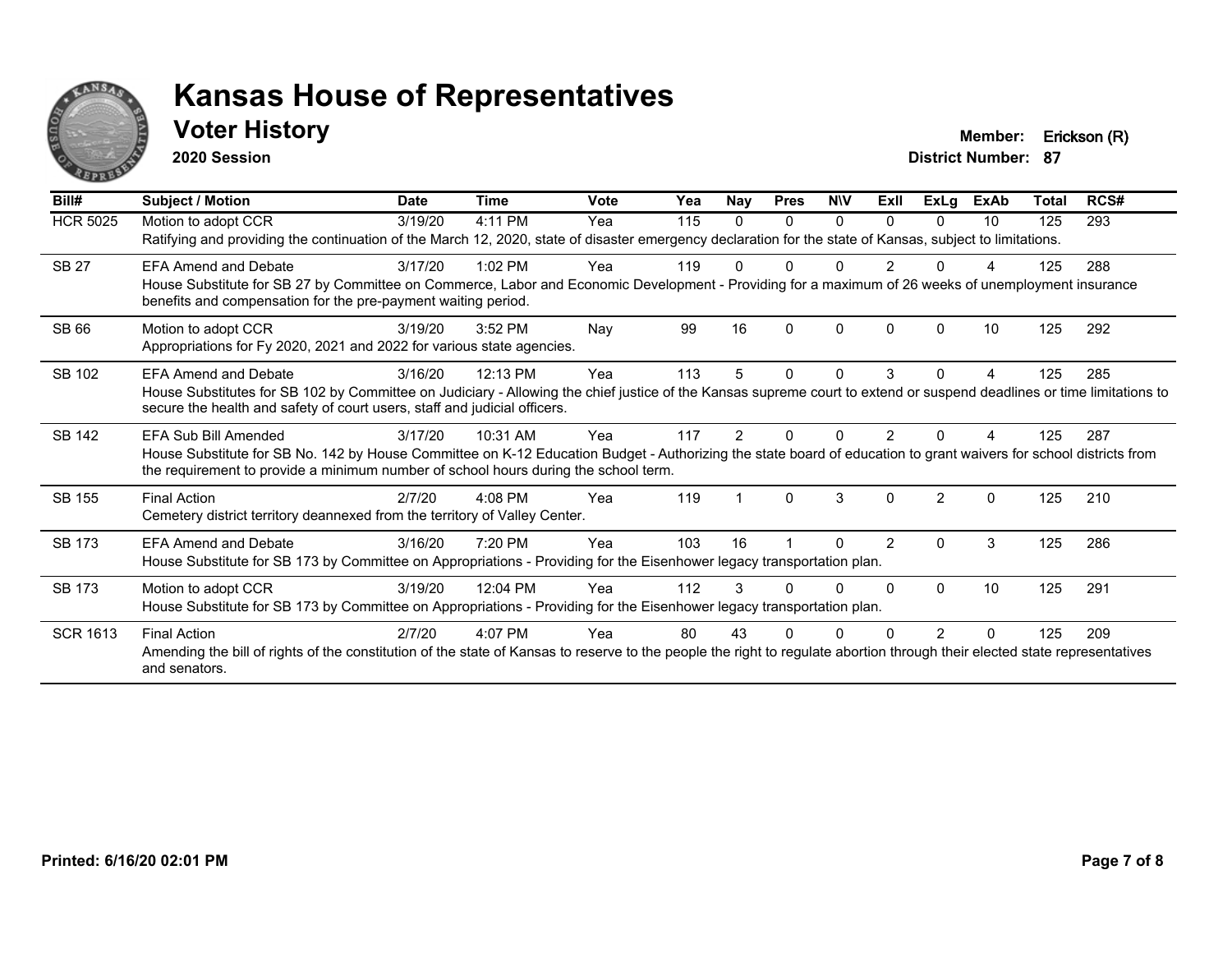# Kansas House of Representatives

## Voter History

**2020 Session**

**Member:** Erickson (R)
**District Number:** 87

| Bill# | Subject / Motion | Date | Time | Vote | Yea | Nay | Pres | N\V | ExII | ExLg | ExAb | Total | RCS# |
|---|---|---|---|---|---|---|---|---|---|---|---|---|---|
| HCR 5025 | Motion to adopt CCR | 3/19/20 | 4:11 PM | Yea | 115 | 0 | 0 | 0 | 0 | 0 | 10 | 125 | 293 |
| | Ratifying and providing the continuation of the March 12, 2020, state of disaster emergency declaration for the state of Kansas, subject to limitations. | | | | | | | | | | | | |
| SB 27 | EFA Amend and Debate | 3/17/20 | 1:02 PM | Yea | 119 | 0 | 0 | 0 | 2 | 0 | 4 | 125 | 288 |
| | House Substitute for SB 27 by Committee on Commerce, Labor and Economic Development - Providing for a maximum of 26 weeks of unemployment insurance benefits and compensation for the pre-payment waiting period. | | | | | | | | | | | | |
| SB 66 | Motion to adopt CCR | 3/19/20 | 3:52 PM | Nay | 99 | 16 | 0 | 0 | 0 | 0 | 10 | 125 | 292 |
| | Appropriations for Fy 2020, 2021 and 2022 for various state agencies. | | | | | | | | | | | | |
| SB 102 | EFA Amend and Debate | 3/16/20 | 12:13 PM | Yea | 113 | 5 | 0 | 0 | 3 | 0 | 4 | 125 | 285 |
| | House Substitutes for SB 102 by Committee on Judiciary - Allowing the chief justice of the Kansas supreme court to extend or suspend deadlines or time limitations to secure the health and safety of court users, staff and judicial officers. | | | | | | | | | | | | |
| SB 142 | EFA Sub Bill Amended | 3/17/20 | 10:31 AM | Yea | 117 | 2 | 0 | 0 | 2 | 0 | 4 | 125 | 287 |
| | House Substitute for SB No. 142 by House Committee on K-12 Education Budget - Authorizing the state board of education to grant waivers for school districts from the requirement to provide a minimum number of school hours during the school term. | | | | | | | | | | | | |
| SB 155 | Final Action | 2/7/20 | 4:08 PM | Yea | 119 | 1 | 0 | 3 | 0 | 2 | 0 | 125 | 210 |
| | Cemetery district territory deannexed from the territory of Valley Center. | | | | | | | | | | | | |
| SB 173 | EFA Amend and Debate | 3/16/20 | 7:20 PM | Yea | 103 | 16 | 1 | 0 | 2 | 0 | 3 | 125 | 286 |
| | House Substitute for SB 173 by Committee on Appropriations - Providing for the Eisenhower legacy transportation plan. | | | | | | | | | | | | |
| SB 173 | Motion to adopt CCR | 3/19/20 | 12:04 PM | Yea | 112 | 3 | 0 | 0 | 0 | 0 | 10 | 125 | 291 |
| | House Substitute for SB 173 by Committee on Appropriations - Providing for the Eisenhower legacy transportation plan. | | | | | | | | | | | | |
| SCR 1613 | Final Action | 2/7/20 | 4:07 PM | Yea | 80 | 43 | 0 | 0 | 0 | 2 | 0 | 125 | 209 |
| | Amending the bill of rights of the constitution of the state of Kansas to reserve to the people the right to regulate abortion through their elected state representatives and senators. | | | | | | | | | | | | |

**Printed: 6/16/20 02:01 PM**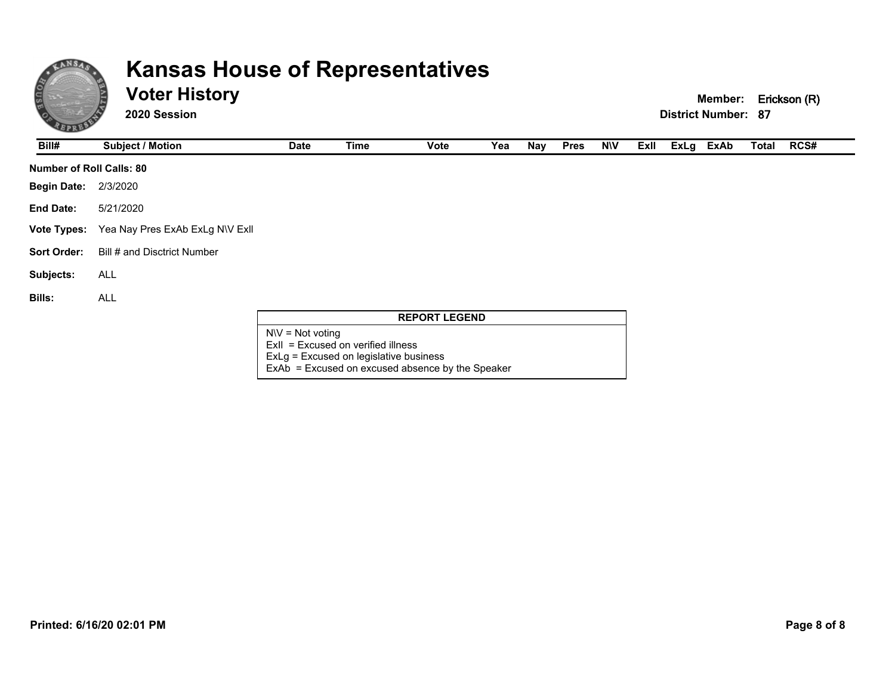# Kansas House of Representatives

## Voter History

**2020 Session**

**Member:** Erickson (R)
**District Number:** 87

| Bill# | Subject / Motion | Date | Time | Vote | Yea | Nay | Pres | N\V | ExIl | ExLg | ExAb | Total | RCS# |
|---|---|---|---|---|---|---|---|---|---|---|---|---|---|

**Number of Roll Calls: 80**

**Begin Date:** 2/3/2020

**End Date:** 5/21/2020

**Vote Types:** Yea Nay Pres ExAb ExLg N\V ExIl

**Sort Order:** Bill # and Disctrict Number

**Subjects:** ALL

**Bills:** ALL

| REPORT LEGEND |
|---|
| N\V = Not voting |
| ExIl = Excused on verified illness |
| ExLg = Excused on legislative business |
| ExAb = Excused on excused absence by the Speaker |

**Printed: 6/16/20 02:01 PM**